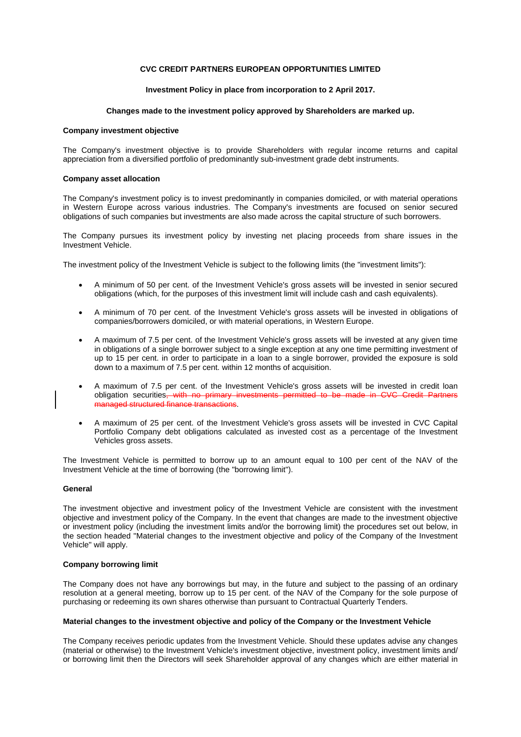**CVC CREDIT PARTNERS EUROPEAN OPPORTUNITIES LIMITED**

**Investment Policy in place from incorporation to 2 April 2017.**

**Changes made to the investment policy approved by Shareholders are marked up.**

**Company investment objective**

The Company's investment objective is to provide Shareholders with regular income returns and capital appreciation from a diversified portfolio of predominantly sub-investment grade debt instruments.

**Company asset allocation**

The Company's investment policy is to invest predominantly in companies domiciled, or with material operations in Western Europe across various industries. The Company's investments are focused on senior secured obligations of such companies but investments are also made across the capital structure of such borrowers.

The Company pursues its investment policy by investing net placing proceeds from share issues in the Investment Vehicle.

The investment policy of the Investment Vehicle is subject to the following limits (the "investment limits"):

- A minimum of 50 per cent. of the Investment Vehicle's gross assets will be invested in senior secured obligations (which, for the purposes of this investment limit will include cash and cash equivalents).
- A minimum of 70 per cent. of the Investment Vehicle's gross assets will be invested in obligations of companies/borrowers domiciled, or with material operations, in Western Europe.
- A maximum of 7.5 per cent. of the Investment Vehicle's gross assets will be invested at any given time in obligations of a single borrower subject to a single exception at any one time permitting investment of up to 15 per cent. in order to participate in a loan to a single borrower, provided the exposure is sold down to a maximum of 7.5 per cent. within 12 months of acquisition.
- A maximum of 7.5 per cent. of the Investment Vehicle's gross assets will be invested in credit loan obligation securities~~, with no primary investments permitted to be made in CVC Credit Partners managed structured finance transactions~~.
- A maximum of 25 per cent. of the Investment Vehicle's gross assets will be invested in CVC Capital Portfolio Company debt obligations calculated as invested cost as a percentage of the Investment Vehicles gross assets.

The Investment Vehicle is permitted to borrow up to an amount equal to 100 per cent of the NAV of the Investment Vehicle at the time of borrowing (the "borrowing limit").

**General**

The investment objective and investment policy of the Investment Vehicle are consistent with the investment objective and investment policy of the Company. In the event that changes are made to the investment objective or investment policy (including the investment limits and/or the borrowing limit) the procedures set out below, in the section headed "Material changes to the investment objective and policy of the Company of the Investment Vehicle" will apply.

**Company borrowing limit**

The Company does not have any borrowings but may, in the future and subject to the passing of an ordinary resolution at a general meeting, borrow up to 15 per cent. of the NAV of the Company for the sole purpose of purchasing or redeeming its own shares otherwise than pursuant to Contractual Quarterly Tenders.

**Material changes to the investment objective and policy of the Company or the Investment Vehicle**

The Company receives periodic updates from the Investment Vehicle. Should these updates advise any changes (material or otherwise) to the Investment Vehicle's investment objective, investment policy, investment limits and/ or borrowing limit then the Directors will seek Shareholder approval of any changes which are either material in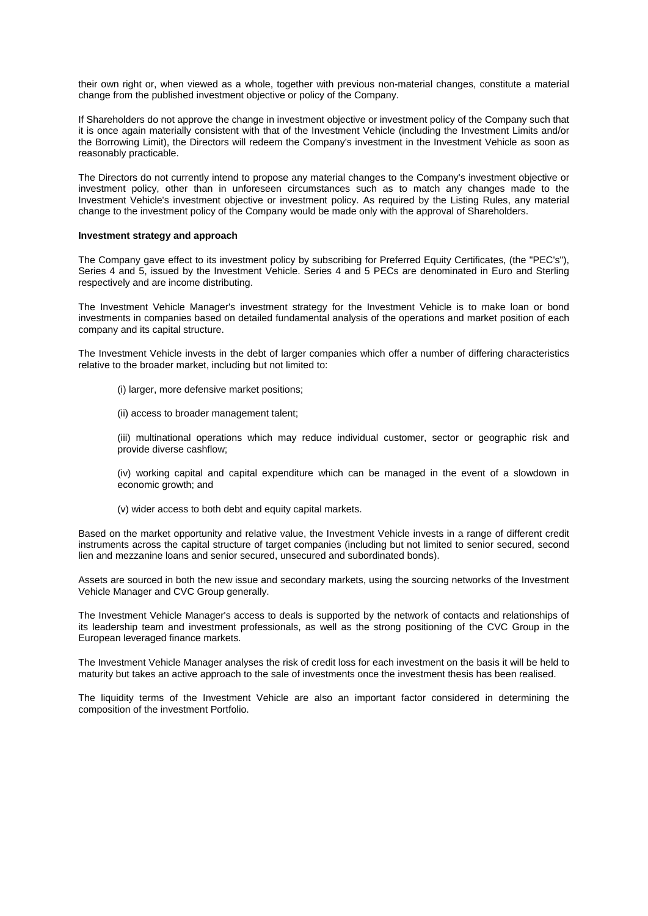their own right or, when viewed as a whole, together with previous non-material changes, constitute a material change from the published investment objective or policy of the Company.

If Shareholders do not approve the change in investment objective or investment policy of the Company such that it is once again materially consistent with that of the Investment Vehicle (including the Investment Limits and/or the Borrowing Limit), the Directors will redeem the Company's investment in the Investment Vehicle as soon as reasonably practicable.

The Directors do not currently intend to propose any material changes to the Company's investment objective or investment policy, other than in unforeseen circumstances such as to match any changes made to the Investment Vehicle's investment objective or investment policy. As required by the Listing Rules, any material change to the investment policy of the Company would be made only with the approval of Shareholders.

**Investment strategy and approach**

The Company gave effect to its investment policy by subscribing for Preferred Equity Certificates, (the "PEC's"), Series 4 and 5, issued by the Investment Vehicle. Series 4 and 5 PECs are denominated in Euro and Sterling respectively and are income distributing.

The Investment Vehicle Manager's investment strategy for the Investment Vehicle is to make loan or bond investments in companies based on detailed fundamental analysis of the operations and market position of each company and its capital structure.

The Investment Vehicle invests in the debt of larger companies which offer a number of differing characteristics relative to the broader market, including but not limited to:

(i) larger, more defensive market positions;

(ii) access to broader management talent;

(iii) multinational operations which may reduce individual customer, sector or geographic risk and provide diverse cashflow;

(iv) working capital and capital expenditure which can be managed in the event of a slowdown in economic growth; and

(v) wider access to both debt and equity capital markets.

Based on the market opportunity and relative value, the Investment Vehicle invests in a range of different credit instruments across the capital structure of target companies (including but not limited to senior secured, second lien and mezzanine loans and senior secured, unsecured and subordinated bonds).

Assets are sourced in both the new issue and secondary markets, using the sourcing networks of the Investment Vehicle Manager and CVC Group generally.

The Investment Vehicle Manager's access to deals is supported by the network of contacts and relationships of its leadership team and investment professionals, as well as the strong positioning of the CVC Group in the European leveraged finance markets.

The Investment Vehicle Manager analyses the risk of credit loss for each investment on the basis it will be held to maturity but takes an active approach to the sale of investments once the investment thesis has been realised.

The liquidity terms of the Investment Vehicle are also an important factor considered in determining the composition of the investment Portfolio.